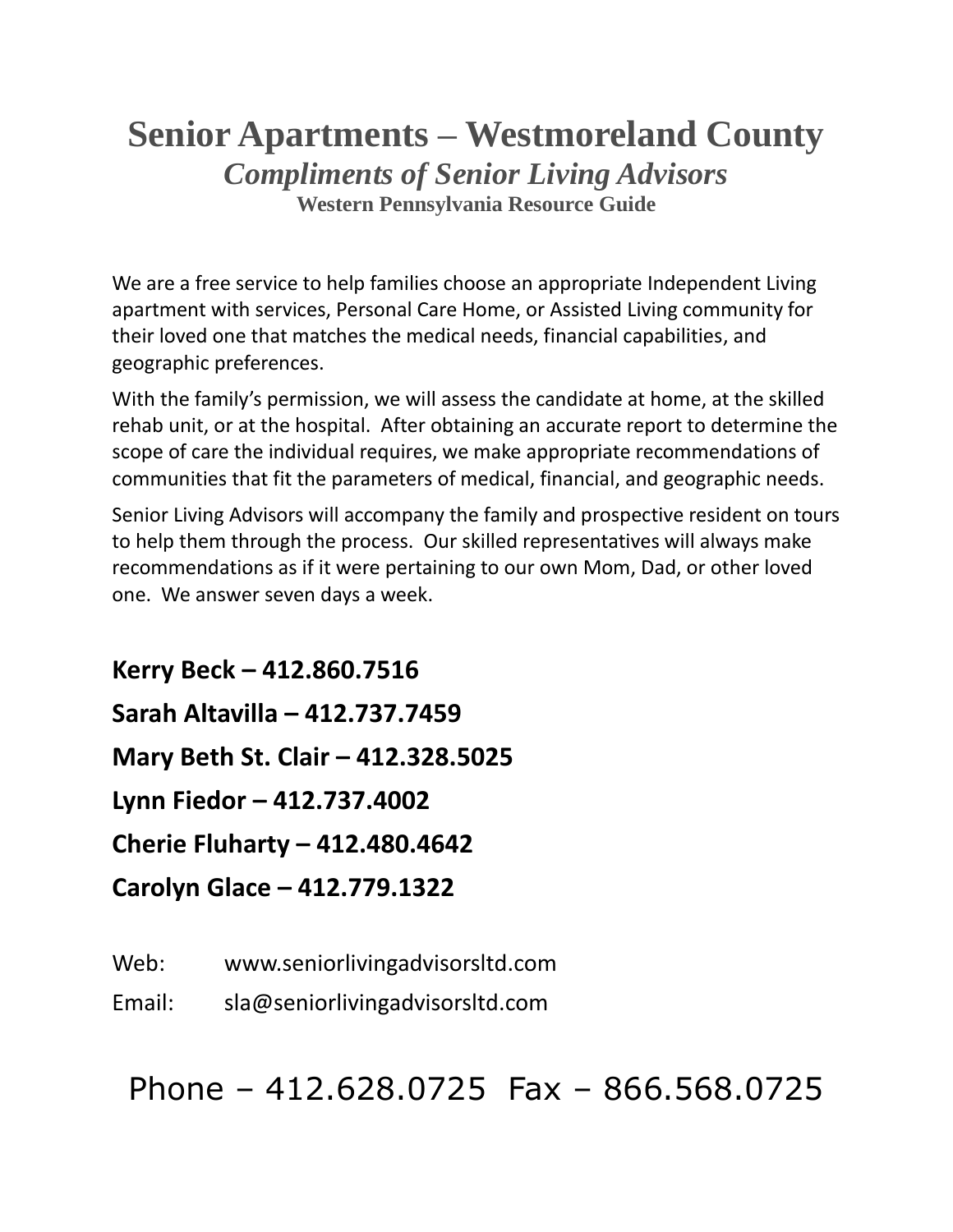# Senior Apartments – Westmoreland County

## *Compliments of Senior Living Advisors*

### Western Pennsylvania Resource Guide

We are a free service to help families choose an appropriate Independent Living apartment with services, Personal Care Home, or Assisted Living community for their loved one that matches the medical needs, financial capabilities, and geographic preferences.

With the family's permission, we will assess the candidate at home, at the skilled rehab unit, or at the hospital. After obtaining an accurate report to determine the scope of care the individual requires, we make appropriate recommendations of communities that fit the parameters of medical, financial, and geographic needs.

Senior Living Advisors will accompany the family and prospective resident on tours to help them through the process. Our skilled representatives will always make recommendations as if it were pertaining to our own Mom, Dad, or other loved one. We answer seven days a week.

**Kerry Beck – 412.860.7516**

**Sarah Altavilla – 412.737.7459**

**Mary Beth St. Clair – 412.328.5025**

**Lynn Fiedor – 412.737.4002**

**Cherie Fluharty – 412.480.4642**

**Carolyn Glace – 412.779.1322**

Web: www.seniorlivingadvisorsltd.com

Email: sla@seniorlivingadvisorsltd.com

Phone – 412.628.0725 Fax – 866.568.0725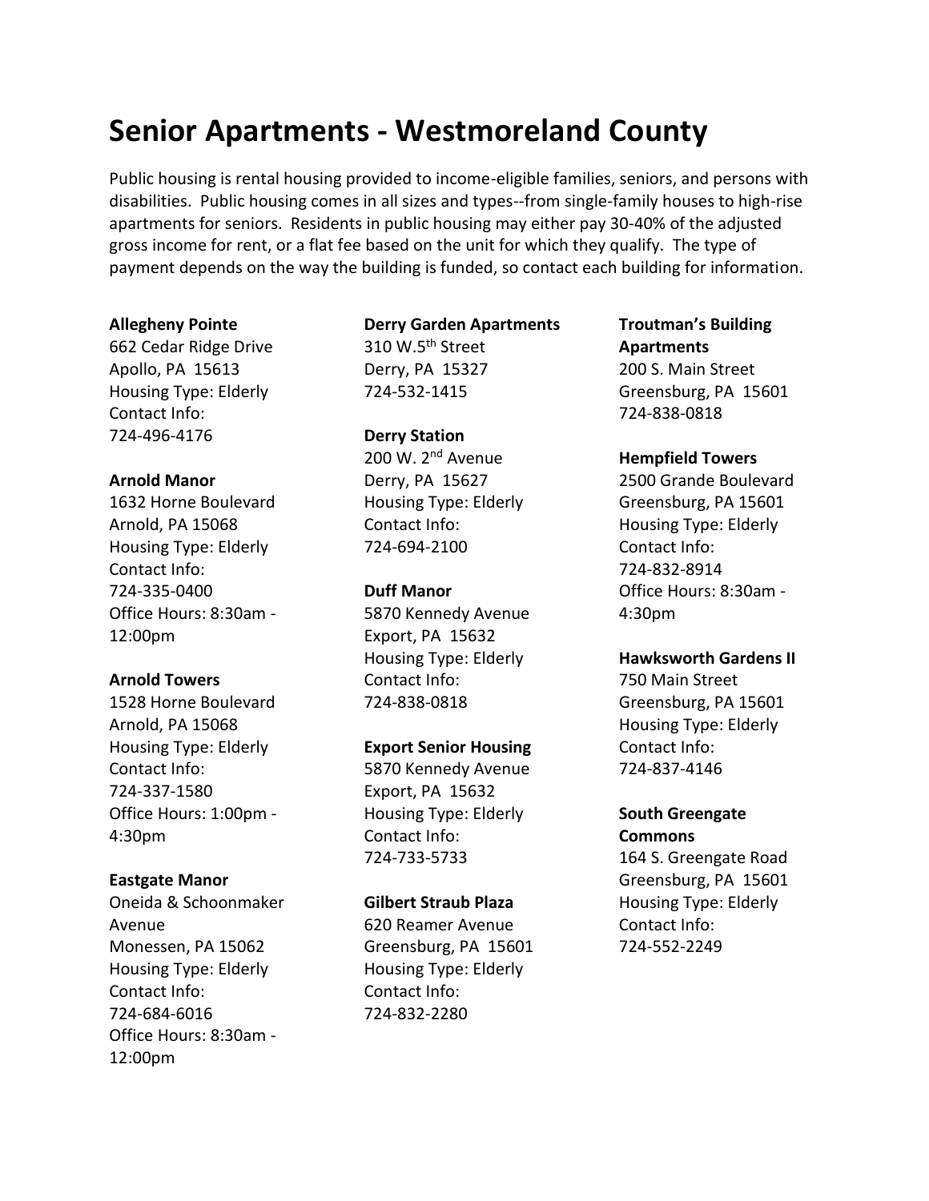# Senior Apartments - Westmoreland County

Public housing is rental housing provided to income-eligible families, seniors, and persons with disabilities. Public housing comes in all sizes and types--from single-family houses to high-rise apartments for seniors. Residents in public housing may either pay 30-40% of the adjusted gross income for rent, or a flat fee based on the unit for which they qualify. The type of payment depends on the way the building is funded, so contact each building for information.

**Allegheny Pointe**
662 Cedar Ridge Drive
Apollo, PA 15613
Housing Type: Elderly
Contact Info:
724-496-4176

**Arnold Manor**
1632 Horne Boulevard
Arnold, PA 15068
Housing Type: Elderly
Contact Info:
724-335-0400
Office Hours: 8:30am - 12:00pm

**Arnold Towers**
1528 Horne Boulevard
Arnold, PA 15068
Housing Type: Elderly
Contact Info:
724-337-1580
Office Hours: 1:00pm - 4:30pm

**Eastgate Manor**
Oneida & Schoonmaker Avenue
Monessen, PA 15062
Housing Type: Elderly
Contact Info:
724-684-6016
Office Hours: 8:30am - 12:00pm

**Derry Garden Apartments**
310 W.5th Street
Derry, PA 15327
724-532-1415

**Derry Station**
200 W. 2nd Avenue
Derry, PA 15627
Housing Type: Elderly
Contact Info:
724-694-2100

**Duff Manor**
5870 Kennedy Avenue
Export, PA 15632
Housing Type: Elderly
Contact Info:
724-838-0818

**Export Senior Housing**
5870 Kennedy Avenue
Export, PA 15632
Housing Type: Elderly
Contact Info:
724-733-5733

**Gilbert Straub Plaza**
620 Reamer Avenue
Greensburg, PA 15601
Housing Type: Elderly
Contact Info:
724-832-2280

**Troutman's Building Apartments**
200 S. Main Street
Greensburg, PA 15601
724-838-0818

**Hempfield Towers**
2500 Grande Boulevard
Greensburg, PA 15601
Housing Type: Elderly
Contact Info:
724-832-8914
Office Hours: 8:30am - 4:30pm

**Hawksworth Gardens II**
750 Main Street
Greensburg, PA 15601
Housing Type: Elderly
Contact Info:
724-837-4146

**South Greengate Commons**
164 S. Greengate Road
Greensburg, PA 15601
Housing Type: Elderly
Contact Info:
724-552-2249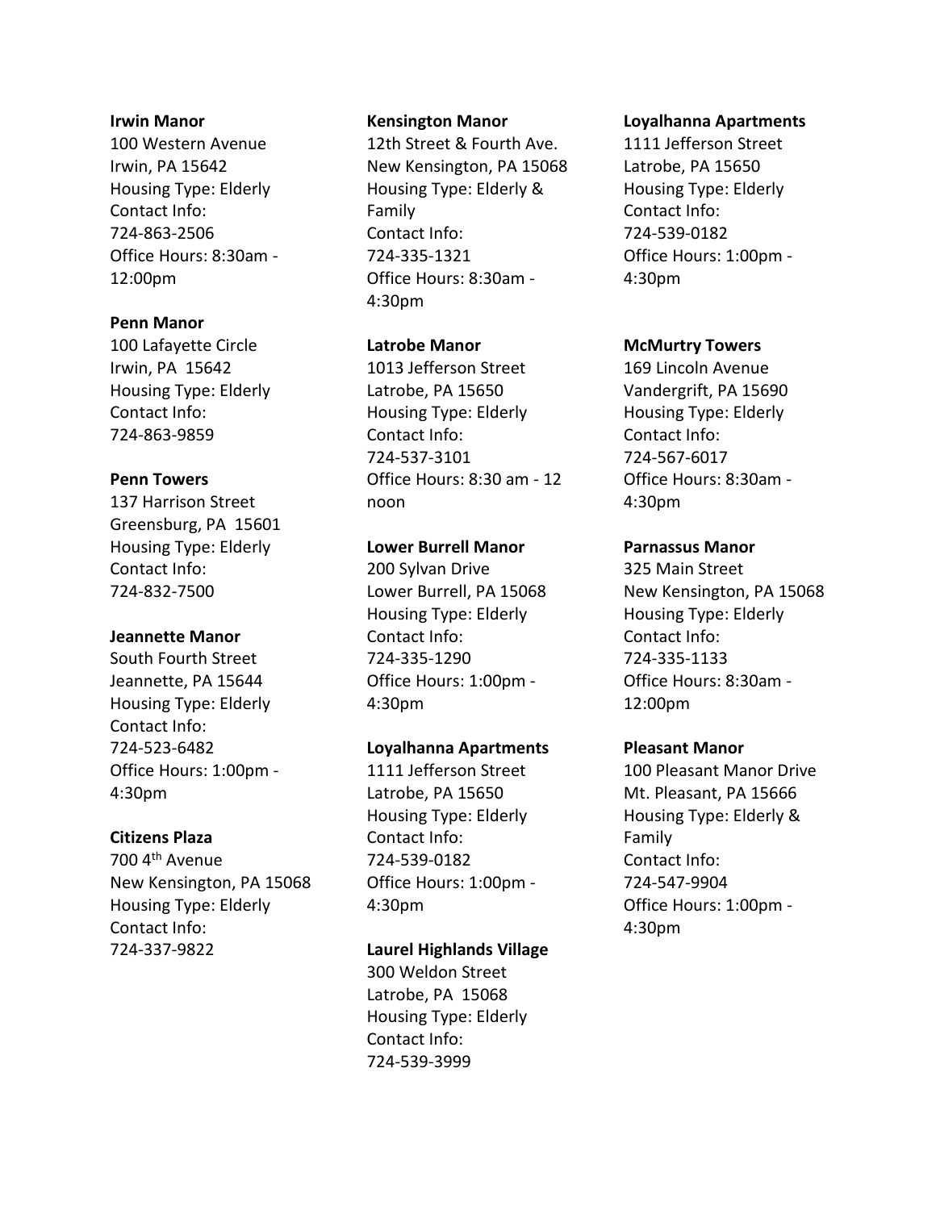**Irwin Manor**
100 Western Avenue
Irwin, PA 15642
Housing Type: Elderly
Contact Info:
724-863-2506
Office Hours: 8:30am - 12:00pm

**Penn Manor**
100 Lafayette Circle
Irwin, PA 15642
Housing Type: Elderly
Contact Info:
724-863-9859

**Penn Towers**
137 Harrison Street
Greensburg, PA 15601
Housing Type: Elderly
Contact Info:
724-832-7500

**Jeannette Manor**
South Fourth Street
Jeannette, PA 15644
Housing Type: Elderly
Contact Info:
724-523-6482
Office Hours: 1:00pm - 4:30pm

**Citizens Plaza**
700 4th Avenue
New Kensington, PA 15068
Housing Type: Elderly
Contact Info:
724-337-9822

**Kensington Manor**
12th Street & Fourth Ave.
New Kensington, PA 15068
Housing Type: Elderly & Family
Contact Info:
724-335-1321
Office Hours: 8:30am - 4:30pm

**Latrobe Manor**
1013 Jefferson Street
Latrobe, PA 15650
Housing Type: Elderly
Contact Info:
724-537-3101
Office Hours: 8:30 am - 12 noon

**Lower Burrell Manor**
200 Sylvan Drive
Lower Burrell, PA 15068
Housing Type: Elderly
Contact Info:
724-335-1290
Office Hours: 1:00pm - 4:30pm

**Loyalhanna Apartments**
1111 Jefferson Street
Latrobe, PA 15650
Housing Type: Elderly
Contact Info:
724-539-0182
Office Hours: 1:00pm - 4:30pm

**Laurel Highlands Village**
300 Weldon Street
Latrobe, PA 15068
Housing Type: Elderly
Contact Info:
724-539-3999

**Loyalhanna Apartments**
1111 Jefferson Street
Latrobe, PA 15650
Housing Type: Elderly
Contact Info:
724-539-0182
Office Hours: 1:00pm - 4:30pm

**McMurtry Towers**
169 Lincoln Avenue
Vandergrift, PA 15690
Housing Type: Elderly
Contact Info:
724-567-6017
Office Hours: 8:30am - 4:30pm

**Parnassus Manor**
325 Main Street
New Kensington, PA 15068
Housing Type: Elderly
Contact Info:
724-335-1133
Office Hours: 8:30am - 12:00pm

**Pleasant Manor**
100 Pleasant Manor Drive
Mt. Pleasant, PA 15666
Housing Type: Elderly & Family
Contact Info:
724-547-9904
Office Hours: 1:00pm - 4:30pm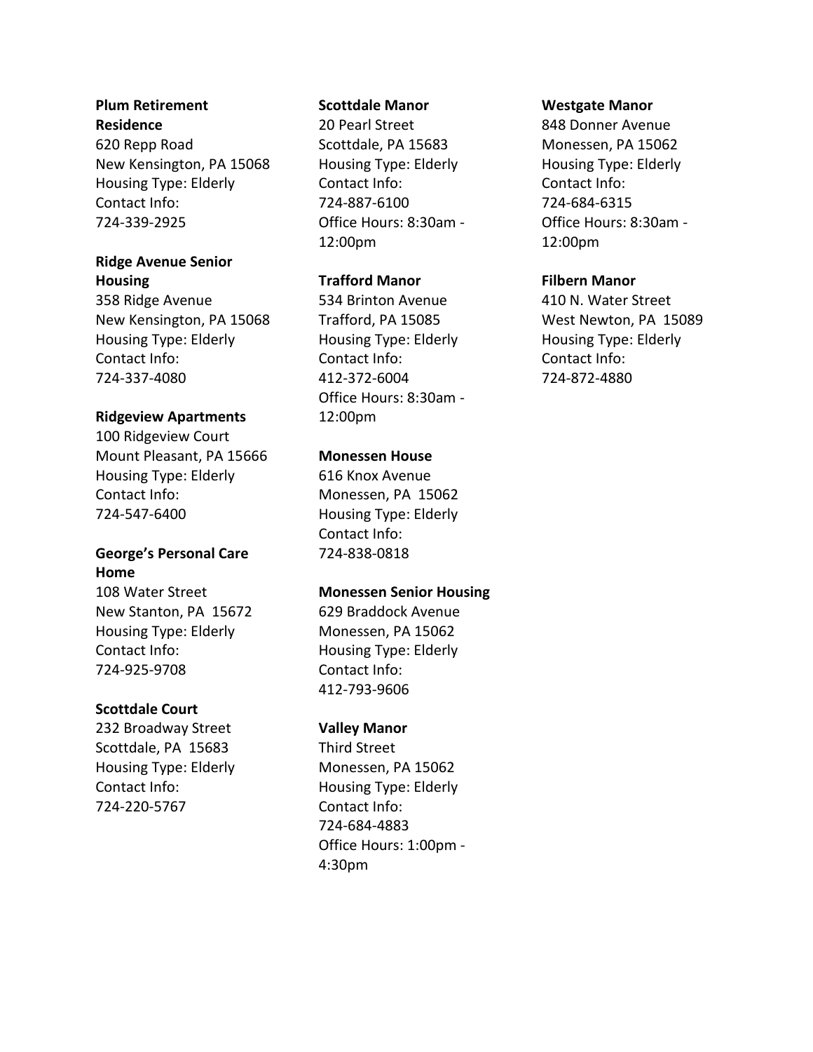**Plum Retirement Residence**
620 Repp Road
New Kensington, PA 15068
Housing Type: Elderly
Contact Info:
724-339-2925

**Ridge Avenue Senior Housing**
358 Ridge Avenue
New Kensington, PA 15068
Housing Type: Elderly
Contact Info:
724-337-4080

**Ridgeview Apartments**
100 Ridgeview Court
Mount Pleasant, PA 15666
Housing Type: Elderly
Contact Info:
724-547-6400

**George's Personal Care Home**
108 Water Street
New Stanton, PA 15672
Housing Type: Elderly
Contact Info:
724-925-9708

**Scottdale Court**
232 Broadway Street
Scottdale, PA 15683
Housing Type: Elderly
Contact Info:
724-220-5767

**Scottdale Manor**
20 Pearl Street
Scottdale, PA 15683
Housing Type: Elderly
Contact Info:
724-887-6100
Office Hours: 8:30am - 12:00pm

**Trafford Manor**
534 Brinton Avenue
Trafford, PA 15085
Housing Type: Elderly
Contact Info:
412-372-6004
Office Hours: 8:30am - 12:00pm

**Monessen House**
616 Knox Avenue
Monessen, PA 15062
Housing Type: Elderly
Contact Info:
724-838-0818

**Monessen Senior Housing**
629 Braddock Avenue
Monessen, PA 15062
Housing Type: Elderly
Contact Info:
412-793-9606

**Valley Manor**
Third Street
Monessen, PA 15062
Housing Type: Elderly
Contact Info:
724-684-4883
Office Hours: 1:00pm - 4:30pm

**Westgate Manor**
848 Donner Avenue
Monessen, PA 15062
Housing Type: Elderly
Contact Info:
724-684-6315
Office Hours: 8:30am - 12:00pm

**Filbern Manor**
410 N. Water Street
West Newton, PA 15089
Housing Type: Elderly
Contact Info:
724-872-4880